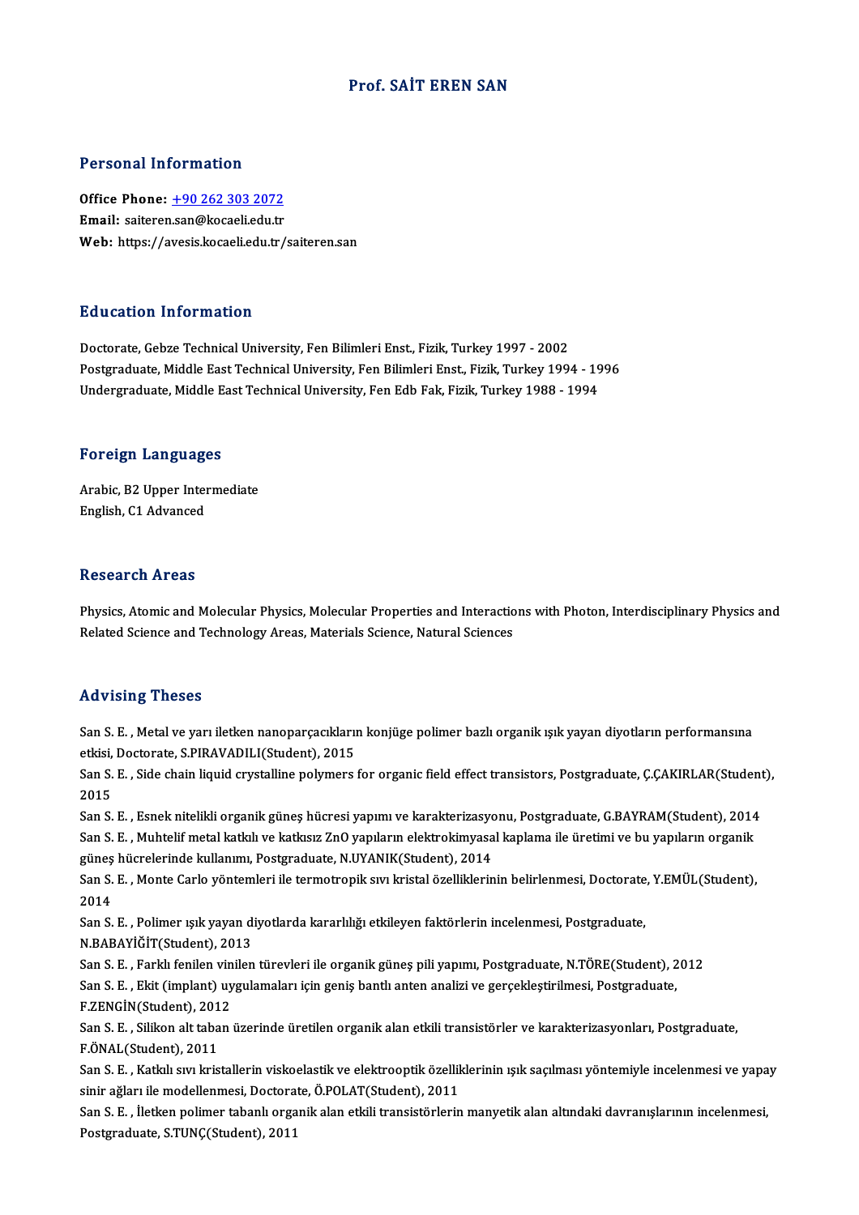# Prof. SAİT EREN SAN

## Personal Information

**Office Phone:** +90 262 303 2072
**Email:** saiteren.san@kocaeli.edu.tr
**Web:** https://avesis.kocaeli.edu.tr/saiteren.san

## Education Information

Doctorate, Gebze Technical University, Fen Bilimleri Enst., Fizik, Turkey 1997 - 2002
Postgraduate, Middle East Technical University, Fen Bilimleri Enst., Fizik, Turkey 1994 - 1996
Undergraduate, Middle East Technical University, Fen Edb Fak, Fizik, Turkey 1988 - 1994

## Foreign Languages

Arabic, B2 Upper Intermediate
English, C1 Advanced

## Research Areas

Physics, Atomic and Molecular Physics, Molecular Properties and Interactions with Photon, Interdisciplinary Physics and Related Science and Technology Areas, Materials Science, Natural Sciences

## Advising Theses

San S. E. , Metal ve yarı iletken nanoparçacıkların konjüge polimer bazlı organik ışık yayan diyotların performansına etkisi, Doctorate, S.PIRAVADILI(Student), 2015

San S. E. , Side chain liquid crystalline polymers for organic field effect transistors, Postgraduate, Ç.ÇAKIRLAR(Student), 2015

San S. E. , Esnek nitelikli organik güneş hücresi yapımı ve karakterizasyonu, Postgraduate, G.BAYRAM(Student), 2014

San S. E. , Muhtelif metal katkılı ve katkısız ZnO yapıların elektrokimyasal kaplama ile üretimi ve bu yapıların organik güneş hücrelerinde kullanımı, Postgraduate, N.UYANIK(Student), 2014

San S. E. , Monte Carlo yöntemleri ile termotropik sıvı kristal özelliklerinin belirlenmesi, Doctorate, Y.EMÜL(Student), 2014

San S. E. , Polimer ışık yayan diyotlarda kararlılığı etkileyen faktörlerin incelenmesi, Postgraduate, N.BABAYİĞİT(Student), 2013

San S. E. , Farklı fenilen vinilen türevleri ile organik güneş pili yapımı, Postgraduate, N.TÖRE(Student), 2012

San S. E. , Ekit (implant) uygulamaları için geniş bantlı anten analizi ve gerçekleştirilmesi, Postgraduate, F.ZENGİN(Student), 2012

San S. E. , Silikon alt taban üzerinde üretilen organik alan etkili transistörler ve karakterizasyonları, Postgraduate, F.ÖNAL(Student), 2011

San S. E. , Katkılı sıvı kristallerin viskoelastik ve elektrooptik özelliklerinin ışık saçılması yöntemiyle incelenmesi ve yapay sinir ağları ile modellenmesi, Doctorate, Ö.POLAT(Student), 2011

San S. E. , İletken polimer tabanlı organik alan etkili transistörlerin manyetik alan altındaki davranışlarının incelenmesi, Postgraduate, S.TUNÇ(Student), 2011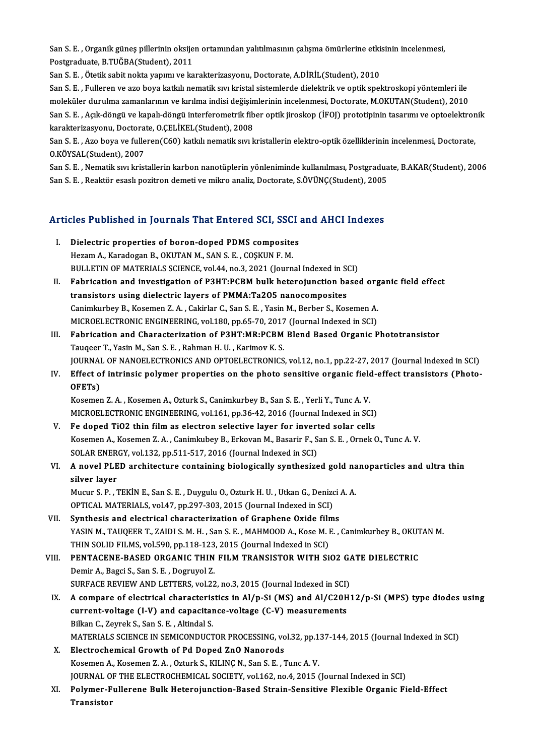San S. E. , Organik güneş pillerinin oksijen ortamından yalıtılmasının çalışma ömürlerine etkisinin incelenmesi, Postgraduate, B.TUĞBA(Student), 2011

San S. E. , Ötetik sabit nokta yapımı ve karakterizasyonu, Doctorate, A.DİRİL(Student), 2010

San S. E. , Fulleren ve azo boya katkılı nematik sıvı kristal sistemlerde dielektrik ve optik spektroskopi yöntemleri ile moleküler durulma zamanlarının ve kırılma indisi değişimlerinin incelenmesi, Doctorate, M.OKUTAN(Student), 2010

San S. E. , Açık-döngü ve kapalı-döngü interferometrik fiber optik jiroskop (İFOJ) prototipinin tasarımı ve optoelektronik karakterizasyonu, Doctorate, O.ÇELİKEL(Student), 2008

San S. E. , Azo boya ve fulleren(C60) katkılı nematik sıvı kristallerin elektro-optik özelliklerinin incelenmesi, Doctorate, O.KÖYSAL(Student), 2007

San S. E. , Nematik sıvı kristallerin karbon nanotüplerin yönleniminde kullanılması, Postgraduate, B.AKAR(Student), 2006

San S. E. , Reaktör esaslı pozitron demeti ve mikro analiz, Doctorate, S.ÖVÜNÇ(Student), 2005

## Articles Published in Journals That Entered SCI, SSCI and AHCI Indexes

I. **Dielectric properties of boron-doped PDMS composites**
   Hezam A., Karadogan B., OKUTAN M., SAN S. E. , COŞKUN F. M.
   BULLETIN OF MATERIALS SCIENCE, vol.44, no.3, 2021 (Journal Indexed in SCI)

II. **Fabrication and investigation of P3HT:PCBM bulk heterojunction based organic field effect transistors using dielectric layers of PMMA:Ta2O5 nanocomposites**
   Canimkurbey B., Kosemen Z. A. , Cakirlar C., San S. E. , Yasin M., Berber S., Kosemen A.
   MICROELECTRONIC ENGINEERING, vol.180, pp.65-70, 2017 (Journal Indexed in SCI)

III. **Fabrication and Characterization of P3HT:MR:PCBM Blend Based Organic Phototransistor**
   Tauqeer T., Yasin M., San S. E. , Rahman H. U. , Karimov K. S.
   JOURNAL OF NANOELECTRONICS AND OPTOELECTRONICS, vol.12, no.1, pp.22-27, 2017 (Journal Indexed in SCI)

IV. **Effect of intrinsic polymer properties on the photo sensitive organic field-effect transistors (Photo-OFETs)**
   Kosemen Z. A. , Kosemen A., Ozturk S., Canimkurbey B., San S. E. , Yerli Y., Tunc A. V.
   MICROELECTRONIC ENGINEERING, vol.161, pp.36-42, 2016 (Journal Indexed in SCI)

V. **Fe doped TiO2 thin film as electron selective layer for inverted solar cells**
   Kosemen A., Kosemen Z. A. , Canimkubey B., Erkovan M., Basarir F., San S. E. , Ornek O., Tunc A. V.
   SOLAR ENERGY, vol.132, pp.511-517, 2016 (Journal Indexed in SCI)

VI. **A novel PLED architecture containing biologically synthesized gold nanoparticles and ultra thin silver layer**
   Mucur S. P. , TEKİN E., San S. E. , Duygulu O., Ozturk H. U. , Utkan G., Denizci A. A.
   OPTICAL MATERIALS, vol.47, pp.297-303, 2015 (Journal Indexed in SCI)

VII. **Synthesis and electrical characterization of Graphene Oxide films**
   YASIN M., TAUQEER T., ZAIDI S. M. H. , San S. E. , MAHMOOD A., Kose M. E. , Canimkurbey B., OKUTAN M.
   THIN SOLID FILMS, vol.590, pp.118-123, 2015 (Journal Indexed in SCI)

VIII. **PENTACENE-BASED ORGANIC THIN FILM TRANSISTOR WITH SiO2 GATE DIELECTRIC**
   Demir A., Bagci S., San S. E. , Dogruyol Z.
   SURFACE REVIEW AND LETTERS, vol.22, no.3, 2015 (Journal Indexed in SCI)

IX. **A compare of electrical characteristics in Al/p-Si (MS) and Al/C20H12/p-Si (MPS) type diodes using current-voltage (I-V) and capacitance-voltage (C-V) measurements**
   Bilkan C., Zeyrek S., San S. E. , Altindal S.
   MATERIALS SCIENCE IN SEMICONDUCTOR PROCESSING, vol.32, pp.137-144, 2015 (Journal Indexed in SCI)

X. **Electrochemical Growth of Pd Doped ZnO Nanorods**
   Kosemen A., Kosemen Z. A. , Ozturk S., KILINÇ N., San S. E. , Tunc A. V.
   JOURNAL OF THE ELECTROCHEMICAL SOCIETY, vol.162, no.4, 2015 (Journal Indexed in SCI)

XI. **Polymer-Fullerene Bulk Heterojunction-Based Strain-Sensitive Flexible Organic Field-Effect Transistor**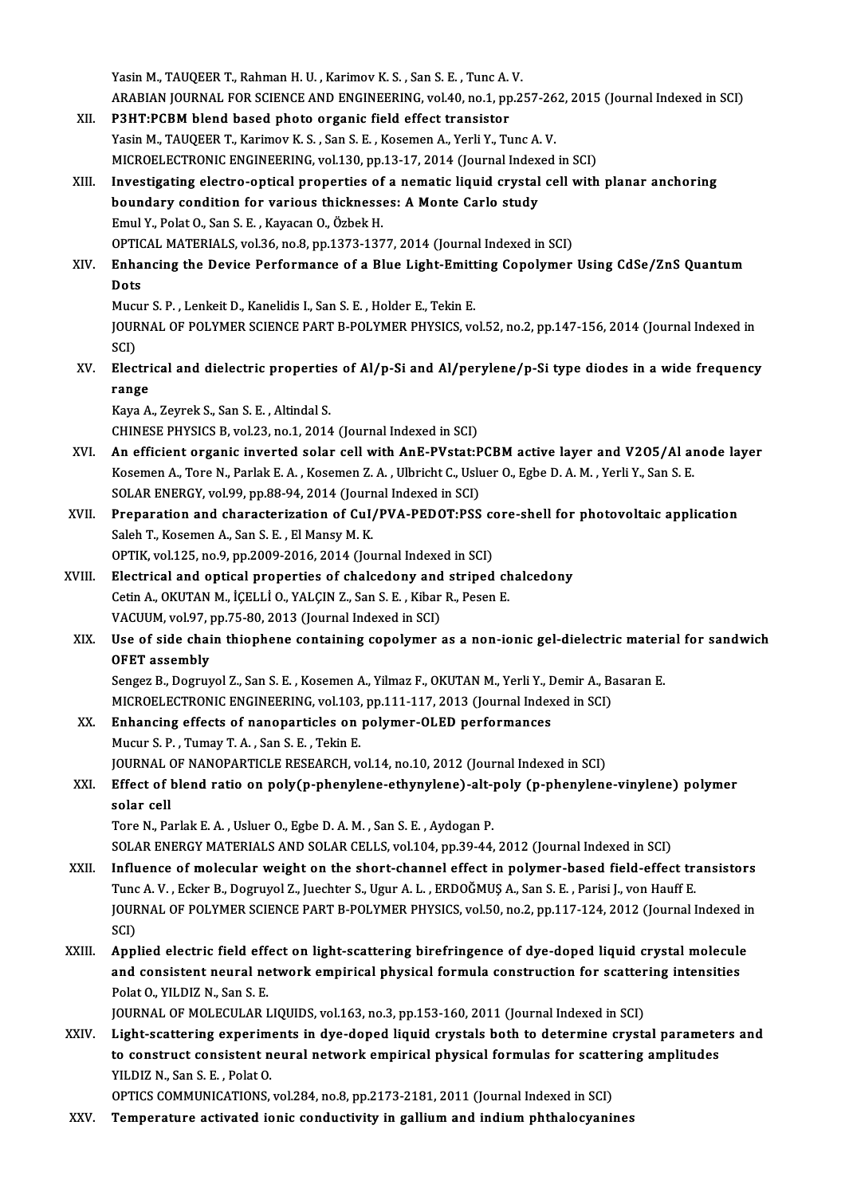Yasin M., TAUQEER T., Rahman H. U. , Karimov K. S. , San S. E. , Tunc A. V.
ARABIAN JOURNAL FOR SCIENCE AND ENGINEERING, vol.40, no.1, pp.257-262, 2015 (Journal Indexed in SCI)

XII. **P3HT:PCBM blend based photo organic field effect transistor**
Yasin M., TAUQEER T., Karimov K. S. , San S. E. , Kosemen A., Yerli Y., Tunc A. V.
MICROELECTRONIC ENGINEERING, vol.130, pp.13-17, 2014 (Journal Indexed in SCI)

XIII. **Investigating electro-optical properties of a nematic liquid crystal cell with planar anchoring boundary condition for various thicknesses: A Monte Carlo study**
Emul Y., Polat O., San S. E. , Kayacan O., Özbek H.
OPTICAL MATERIALS, vol.36, no.8, pp.1373-1377, 2014 (Journal Indexed in SCI)

XIV. **Enhancing the Device Performance of a Blue Light-Emitting Copolymer Using CdSe/ZnS Quantum Dots**
Mucur S. P. , Lenkeit D., Kanelidis I., San S. E. , Holder E., Tekin E.
JOURNAL OF POLYMER SCIENCE PART B-POLYMER PHYSICS, vol.52, no.2, pp.147-156, 2014 (Journal Indexed in SCI)

XV. **Electrical and dielectric properties of Al/p-Si and Al/perylene/p-Si type diodes in a wide frequency range**
Kaya A., Zeyrek S., San S. E. , Altindal S.
CHINESE PHYSICS B, vol.23, no.1, 2014 (Journal Indexed in SCI)

XVI. **An efficient organic inverted solar cell with AnE-PVstat:PCBM active layer and V2O5/Al anode layer**
Kosemen A., Tore N., Parlak E. A. , Kosemen Z. A. , Ulbricht C., Usluer O., Egbe D. A. M. , Yerli Y., San S. E.
SOLAR ENERGY, vol.99, pp.88-94, 2014 (Journal Indexed in SCI)

XVII. **Preparation and characterization of CuI/PVA-PEDOT:PSS core-shell for photovoltaic application**
Saleh T., Kosemen A., San S. E. , El Mansy M. K.
OPTIK, vol.125, no.9, pp.2009-2016, 2014 (Journal Indexed in SCI)

XVIII. **Electrical and optical properties of chalcedony and striped chalcedony**
Cetin A., OKUTAN M., İÇELLİ O., YALÇIN Z., San S. E. , Kibar R., Pesen E.
VACUUM, vol.97, pp.75-80, 2013 (Journal Indexed in SCI)

XIX. **Use of side chain thiophene containing copolymer as a non-ionic gel-dielectric material for sandwich OFET assembly**
Sengez B., Dogruyol Z., San S. E. , Kosemen A., Yilmaz F., OKUTAN M., Yerli Y., Demir A., Basaran E.
MICROELECTRONIC ENGINEERING, vol.103, pp.111-117, 2013 (Journal Indexed in SCI)

XX. **Enhancing effects of nanoparticles on polymer-OLED performances**
Mucur S. P. , Tumay T. A. , San S. E. , Tekin E.
JOURNAL OF NANOPARTICLE RESEARCH, vol.14, no.10, 2012 (Journal Indexed in SCI)

XXI. **Effect of blend ratio on poly(p-phenylene-ethynylene)-alt-poly (p-phenylene-vinylene) polymer solar cell**
Tore N., Parlak E. A. , Usluer O., Egbe D. A. M. , San S. E. , Aydogan P.
SOLAR ENERGY MATERIALS AND SOLAR CELLS, vol.104, pp.39-44, 2012 (Journal Indexed in SCI)

XXII. **Influence of molecular weight on the short-channel effect in polymer-based field-effect transistors**
Tunc A. V. , Ecker B., Dogruyol Z., Juechter S., Ugur A. L. , ERDOĞMUŞ A., San S. E. , Parisi J., von Hauff E.
JOURNAL OF POLYMER SCIENCE PART B-POLYMER PHYSICS, vol.50, no.2, pp.117-124, 2012 (Journal Indexed in SCI)

XXIII. **Applied electric field effect on light-scattering birefringence of dye-doped liquid crystal molecule and consistent neural network empirical physical formula construction for scattering intensities**
Polat O., YILDIZ N., San S. E.
JOURNAL OF MOLECULAR LIQUIDS, vol.163, no.3, pp.153-160, 2011 (Journal Indexed in SCI)

XXIV. **Light-scattering experiments in dye-doped liquid crystals both to determine crystal parameters and to construct consistent neural network empirical physical formulas for scattering amplitudes**
YILDIZ N., San S. E. , Polat O.
OPTICS COMMUNICATIONS, vol.284, no.8, pp.2173-2181, 2011 (Journal Indexed in SCI)

XXV. **Temperature activated ionic conductivity in gallium and indium phthalocyanines**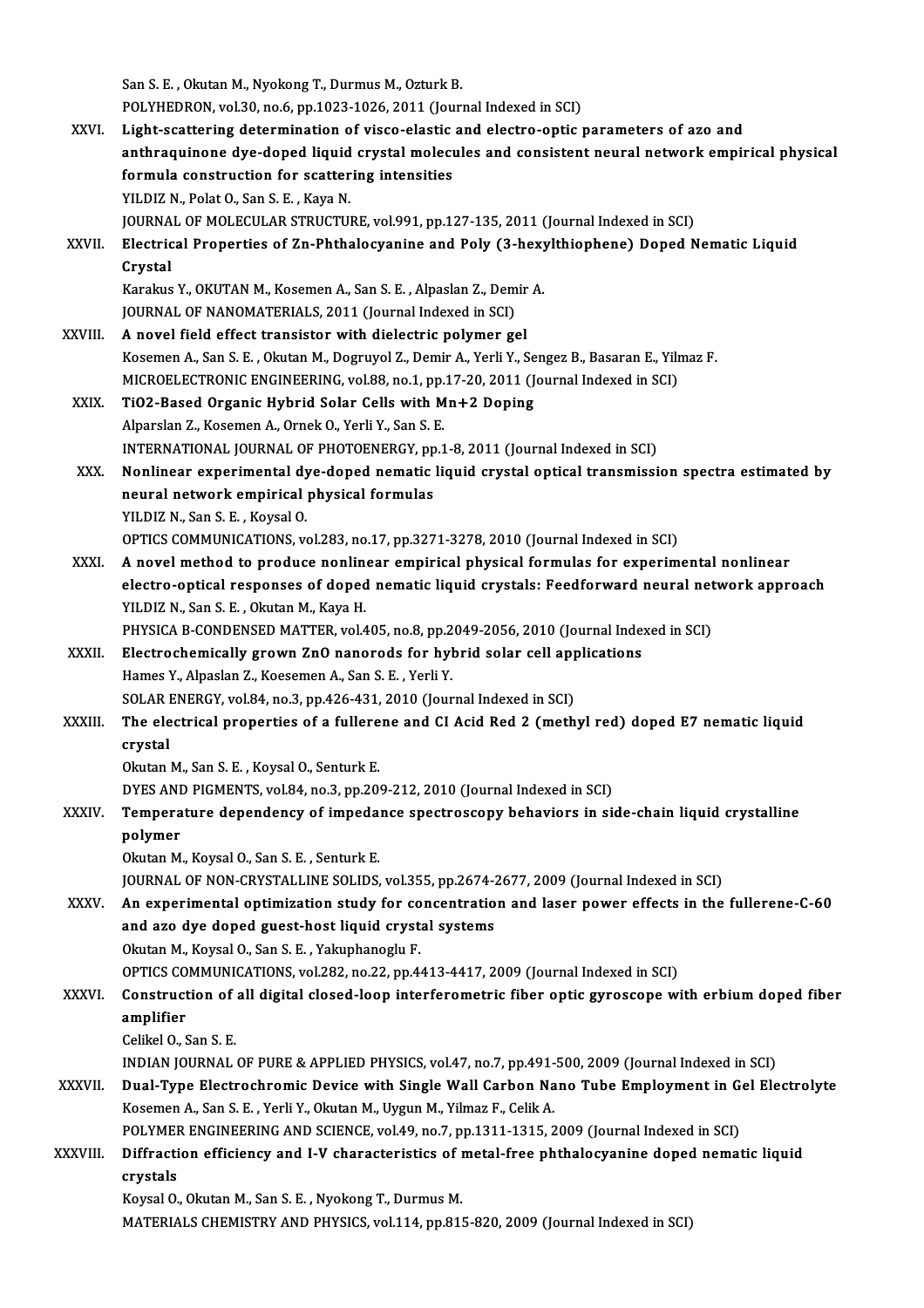San S. E. , Okutan M., Nyokong T., Durmus M., Ozturk B.
POLYHEDRON, vol.30, no.6, pp.1023-1026, 2011 (Journal Indexed in SCI)

XXVI. **Light-scattering determination of visco-elastic and electro-optic parameters of azo and anthraquinone dye-doped liquid crystal molecules and consistent neural network empirical physical formula construction for scattering intensities**
YILDIZ N., Polat O., San S. E. , Kaya N.
JOURNAL OF MOLECULAR STRUCTURE, vol.991, pp.127-135, 2011 (Journal Indexed in SCI)

XXVII. **Electrical Properties of Zn-Phthalocyanine and Poly (3-hexylthiophene) Doped Nematic Liquid Crystal**
Karakus Y., OKUTAN M., Kosemen A., San S. E. , Alpaslan Z., Demir A.
JOURNAL OF NANOMATERIALS, 2011 (Journal Indexed in SCI)

XXVIII. **A novel field effect transistor with dielectric polymer gel**
Kosemen A., San S. E. , Okutan M., Dogruyol Z., Demir A., Yerli Y., Sengez B., Basaran E., Yilmaz F.
MICROELECTRONIC ENGINEERING, vol.88, no.1, pp.17-20, 2011 (Journal Indexed in SCI)

XXIX. **TiO2-Based Organic Hybrid Solar Cells with Mn+2 Doping**
Alparslan Z., Kosemen A., Ornek O., Yerli Y., San S. E.
INTERNATIONAL JOURNAL OF PHOTOENERGY, pp.1-8, 2011 (Journal Indexed in SCI)

XXX. **Nonlinear experimental dye-doped nematic liquid crystal optical transmission spectra estimated by neural network empirical physical formulas**
YILDIZ N., San S. E. , Koysal O.
OPTICS COMMUNICATIONS, vol.283, no.17, pp.3271-3278, 2010 (Journal Indexed in SCI)

XXXI. **A novel method to produce nonlinear empirical physical formulas for experimental nonlinear electro-optical responses of doped nematic liquid crystals: Feedforward neural network approach**
YILDIZ N., San S. E. , Okutan M., Kaya H.
PHYSICA B-CONDENSED MATTER, vol.405, no.8, pp.2049-2056, 2010 (Journal Indexed in SCI)

XXXII. **Electrochemically grown ZnO nanorods for hybrid solar cell applications**
Hames Y., Alpaslan Z., Koesemen A., San S. E. , Yerli Y.
SOLAR ENERGY, vol.84, no.3, pp.426-431, 2010 (Journal Indexed in SCI)

XXXIII. **The electrical properties of a fullerene and CI Acid Red 2 (methyl red) doped E7 nematic liquid crystal**
Okutan M., San S. E. , Koysal O., Senturk E.
DYES AND PIGMENTS, vol.84, no.3, pp.209-212, 2010 (Journal Indexed in SCI)

XXXIV. **Temperature dependency of impedance spectroscopy behaviors in side-chain liquid crystalline polymer**
Okutan M., Koysal O., San S. E. , Senturk E.
JOURNAL OF NON-CRYSTALLINE SOLIDS, vol.355, pp.2674-2677, 2009 (Journal Indexed in SCI)

XXXV. **An experimental optimization study for concentration and laser power effects in the fullerene-C-60 and azo dye doped guest-host liquid crystal systems**
Okutan M., Koysal O., San S. E. , Yakuphanoglu F.
OPTICS COMMUNICATIONS, vol.282, no.22, pp.4413-4417, 2009 (Journal Indexed in SCI)

XXXVI. **Construction of all digital closed-loop interferometric fiber optic gyroscope with erbium doped fiber amplifier**
Celikel O., San S. E.
INDIAN JOURNAL OF PURE & APPLIED PHYSICS, vol.47, no.7, pp.491-500, 2009 (Journal Indexed in SCI)

XXXVII. **Dual-Type Electrochromic Device with Single Wall Carbon Nano Tube Employment in Gel Electrolyte**
Kosemen A., San S. E. , Yerli Y., Okutan M., Uygun M., Yilmaz F., Celik A.
POLYMER ENGINEERING AND SCIENCE, vol.49, no.7, pp.1311-1315, 2009 (Journal Indexed in SCI)

XXXVIII. **Diffraction efficiency and I-V characteristics of metal-free phthalocyanine doped nematic liquid crystals**
Koysal O., Okutan M., San S. E. , Nyokong T., Durmus M.
MATERIALS CHEMISTRY AND PHYSICS, vol.114, pp.815-820, 2009 (Journal Indexed in SCI)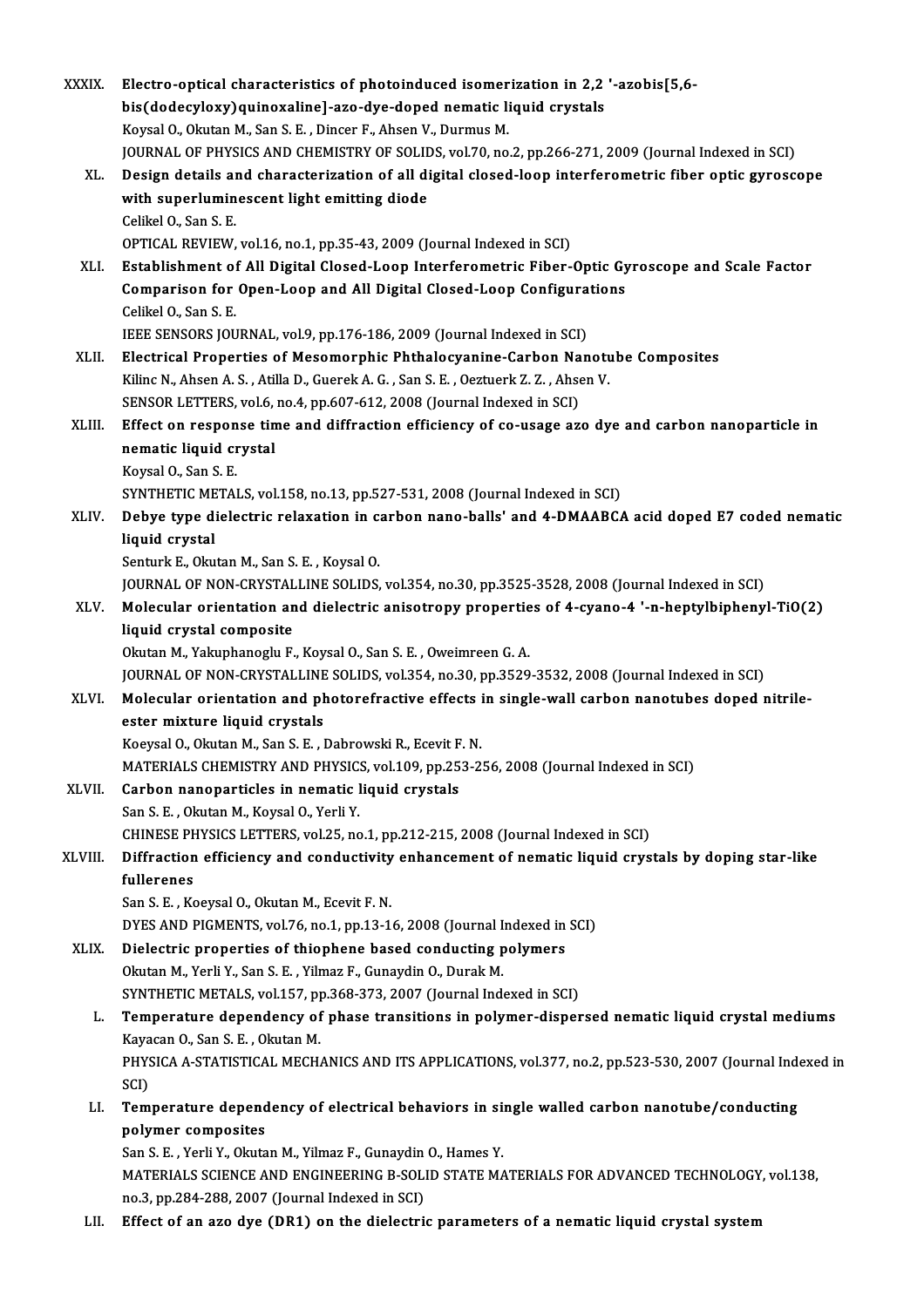XXXIX. **Electro-optical characteristics of photoinduced isomerization in 2,2 '-azobis[5,6-bis(dodecyloxy)quinoxaline]-azo-dye-doped nematic liquid crystals**
Koysal O., Okutan M., San S. E. , Dincer F., Ahsen V., Durmus M.
JOURNAL OF PHYSICS AND CHEMISTRY OF SOLIDS, vol.70, no.2, pp.266-271, 2009 (Journal Indexed in SCI)

XL. **Design details and characterization of all digital closed-loop interferometric fiber optic gyroscope with superluminescent light emitting diode**
Celikel O., San S. E.
OPTICAL REVIEW, vol.16, no.1, pp.35-43, 2009 (Journal Indexed in SCI)

XLI. **Establishment of All Digital Closed-Loop Interferometric Fiber-Optic Gyroscope and Scale Factor Comparison for Open-Loop and All Digital Closed-Loop Configurations**
Celikel O., San S. E.
IEEE SENSORS JOURNAL, vol.9, pp.176-186, 2009 (Journal Indexed in SCI)

XLII. **Electrical Properties of Mesomorphic Phthalocyanine-Carbon Nanotube Composites**
Kilinc N., Ahsen A. S. , Atilla D., Guerek A. G. , San S. E. , Oeztuerk Z. Z. , Ahsen V.
SENSOR LETTERS, vol.6, no.4, pp.607-612, 2008 (Journal Indexed in SCI)

XLIII. **Effect on response time and diffraction efficiency of co-usage azo dye and carbon nanoparticle in nematic liquid crystal**
Koysal O., San S. E.
SYNTHETIC METALS, vol.158, no.13, pp.527-531, 2008 (Journal Indexed in SCI)

XLIV. **Debye type dielectric relaxation in carbon nano-balls' and 4-DMAABCA acid doped E7 coded nematic liquid crystal**
Senturk E., Okutan M., San S. E. , Koysal O.
JOURNAL OF NON-CRYSTALLINE SOLIDS, vol.354, no.30, pp.3525-3528, 2008 (Journal Indexed in SCI)

XLV. **Molecular orientation and dielectric anisotropy properties of 4-cyano-4 '-n-heptylbiphenyl-$TiO(2)$ liquid crystal composite**
Okutan M., Yakuphanoglu F., Koysal O., San S. E. , Oweimreen G. A.
JOURNAL OF NON-CRYSTALLINE SOLIDS, vol.354, no.30, pp.3529-3532, 2008 (Journal Indexed in SCI)

XLVI. **Molecular orientation and photorefractive effects in single-wall carbon nanotubes doped nitrile-ester mixture liquid crystals**
Koeysal O., Okutan M., San S. E. , Dabrowski R., Ecevit F. N.
MATERIALS CHEMISTRY AND PHYSICS, vol.109, pp.253-256, 2008 (Journal Indexed in SCI)

XLVII. **Carbon nanoparticles in nematic liquid crystals**
San S. E. , Okutan M., Koysal O., Yerli Y.
CHINESE PHYSICS LETTERS, vol.25, no.1, pp.212-215, 2008 (Journal Indexed in SCI)

XLVIII. **Diffraction efficiency and conductivity enhancement of nematic liquid crystals by doping star-like fullerenes**
San S. E. , Koeysal O., Okutan M., Ecevit F. N.
DYES AND PIGMENTS, vol.76, no.1, pp.13-16, 2008 (Journal Indexed in SCI)

XLIX. **Dielectric properties of thiophene based conducting polymers**
Okutan M., Yerli Y., San S. E. , Yilmaz F., Gunaydin O., Durak M.
SYNTHETIC METALS, vol.157, pp.368-373, 2007 (Journal Indexed in SCI)

L. **Temperature dependency of phase transitions in polymer-dispersed nematic liquid crystal mediums**
Kayacan O., San S. E. , Okutan M.
PHYSICA A-STATISTICAL MECHANICS AND ITS APPLICATIONS, vol.377, no.2, pp.523-530, 2007 (Journal Indexed in SCI)

LI. **Temperature dependency of electrical behaviors in single walled carbon nanotube/conducting polymer composites**
San S. E. , Yerli Y., Okutan M., Yilmaz F., Gunaydin O., Hames Y.
MATERIALS SCIENCE AND ENGINEERING B-SOLID STATE MATERIALS FOR ADVANCED TECHNOLOGY, vol.138, no.3, pp.284-288, 2007 (Journal Indexed in SCI)

LII. **Effect of an azo dye (DR1) on the dielectric parameters of a nematic liquid crystal system**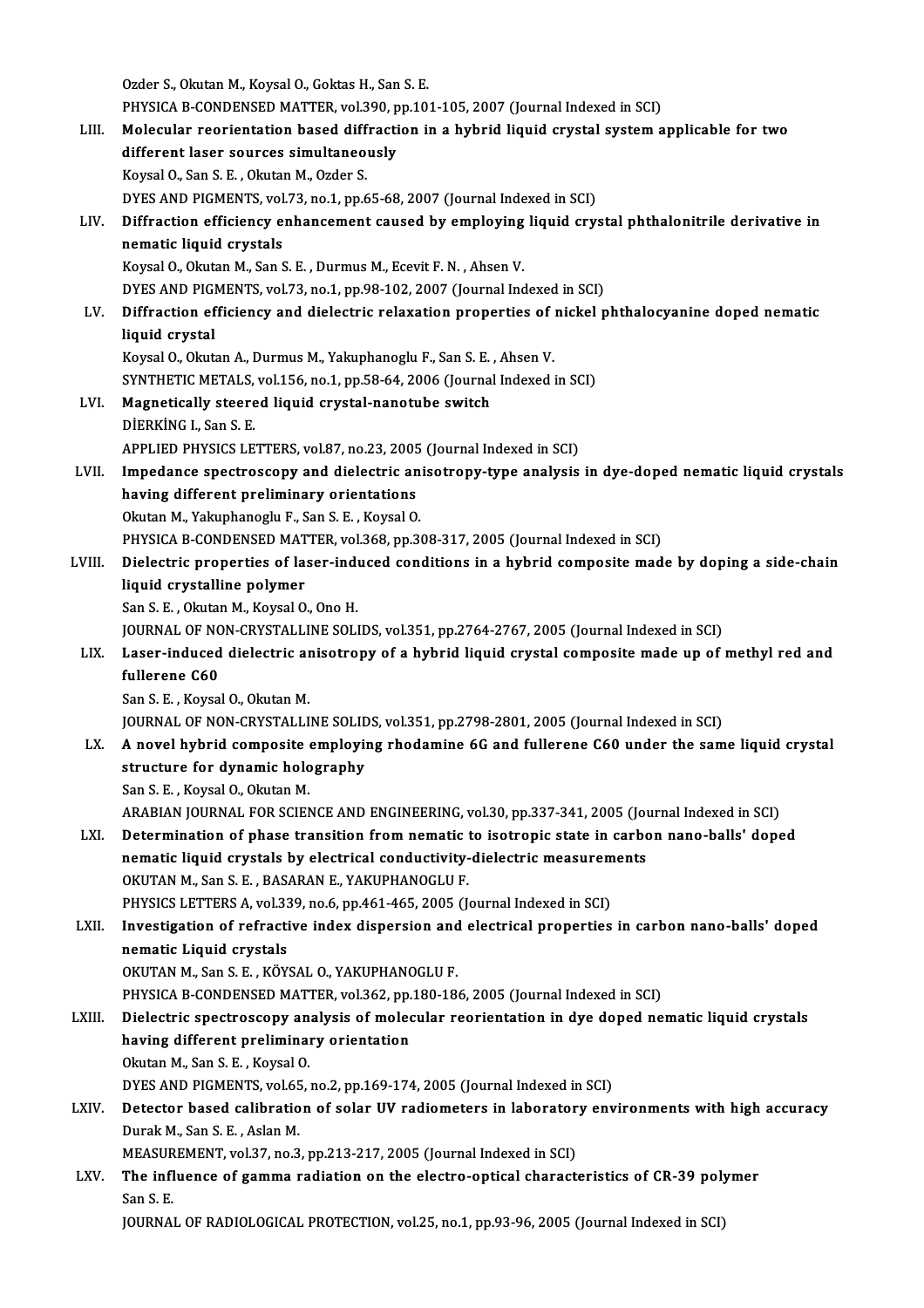Ozder S., Okutan M., Koysal O., Goktas H., San S. E.
PHYSICA B-CONDENSED MATTER, vol.390, pp.101-105, 2007 (Journal Indexed in SCI)

LIII. **Molecular reorientation based diffraction in a hybrid liquid crystal system applicable for two different laser sources simultaneously**
Koysal O., San S. E. , Okutan M., Ozder S.
DYES AND PIGMENTS, vol.73, no.1, pp.65-68, 2007 (Journal Indexed in SCI)

LIV. **Diffraction efficiency enhancement caused by employing liquid crystal phthalonitrile derivative in nematic liquid crystals**
Koysal O., Okutan M., San S. E. , Durmus M., Ecevit F. N. , Ahsen V.
DYES AND PIGMENTS, vol.73, no.1, pp.98-102, 2007 (Journal Indexed in SCI)

LV. **Diffraction efficiency and dielectric relaxation properties of nickel phthalocyanine doped nematic liquid crystal**
Koysal O., Okutan A., Durmus M., Yakuphanoglu F., San S. E. , Ahsen V.
SYNTHETIC METALS, vol.156, no.1, pp.58-64, 2006 (Journal Indexed in SCI)

LVI. **Magnetically steered liquid crystal-nanotube switch**
DİERKİNG I., San S. E.
APPLIED PHYSICS LETTERS, vol.87, no.23, 2005 (Journal Indexed in SCI)

LVII. **Impedance spectroscopy and dielectric anisotropy-type analysis in dye-doped nematic liquid crystals having different preliminary orientations**
Okutan M., Yakuphanoglu F., San S. E. , Koysal O.
PHYSICA B-CONDENSED MATTER, vol.368, pp.308-317, 2005 (Journal Indexed in SCI)

LVIII. **Dielectric properties of laser-induced conditions in a hybrid composite made by doping a side-chain liquid crystalline polymer**
San S. E. , Okutan M., Koysal O., Ono H.
JOURNAL OF NON-CRYSTALLINE SOLIDS, vol.351, pp.2764-2767, 2005 (Journal Indexed in SCI)

LIX. **Laser-induced dielectric anisotropy of a hybrid liquid crystal composite made up of methyl red and fullerene C60**
San S. E. , Koysal O., Okutan M.
JOURNAL OF NON-CRYSTALLINE SOLIDS, vol.351, pp.2798-2801, 2005 (Journal Indexed in SCI)

LX. **A novel hybrid composite employing rhodamine 6G and fullerene C60 under the same liquid crystal structure for dynamic holography**
San S. E. , Koysal O., Okutan M.
ARABIAN JOURNAL FOR SCIENCE AND ENGINEERING, vol.30, pp.337-341, 2005 (Journal Indexed in SCI)

LXI. **Determination of phase transition from nematic to isotropic state in carbon nano-balls' doped nematic liquid crystals by electrical conductivity-dielectric measurements**
OKUTAN M., San S. E. , BASARAN E., YAKUPHANOGLU F.
PHYSICS LETTERS A, vol.339, no.6, pp.461-465, 2005 (Journal Indexed in SCI)

LXII. **Investigation of refractive index dispersion and electrical properties in carbon nano-balls' doped nematic Liquid crystals**
OKUTAN M., San S. E. , KÖYSAL O., YAKUPHANOGLU F.
PHYSICA B-CONDENSED MATTER, vol.362, pp.180-186, 2005 (Journal Indexed in SCI)

LXIII. **Dielectric spectroscopy analysis of molecular reorientation in dye doped nematic liquid crystals having different preliminary orientation**
Okutan M., San S. E. , Koysal O.
DYES AND PIGMENTS, vol.65, no.2, pp.169-174, 2005 (Journal Indexed in SCI)

LXIV. **Detector based calibration of solar UV radiometers in laboratory environments with high accuracy**
Durak M., San S. E. , Aslan M.
MEASUREMENT, vol.37, no.3, pp.213-217, 2005 (Journal Indexed in SCI)

LXV. **The influence of gamma radiation on the electro-optical characteristics of CR-39 polymer**
San S. E.
JOURNAL OF RADIOLOGICAL PROTECTION, vol.25, no.1, pp.93-96, 2005 (Journal Indexed in SCI)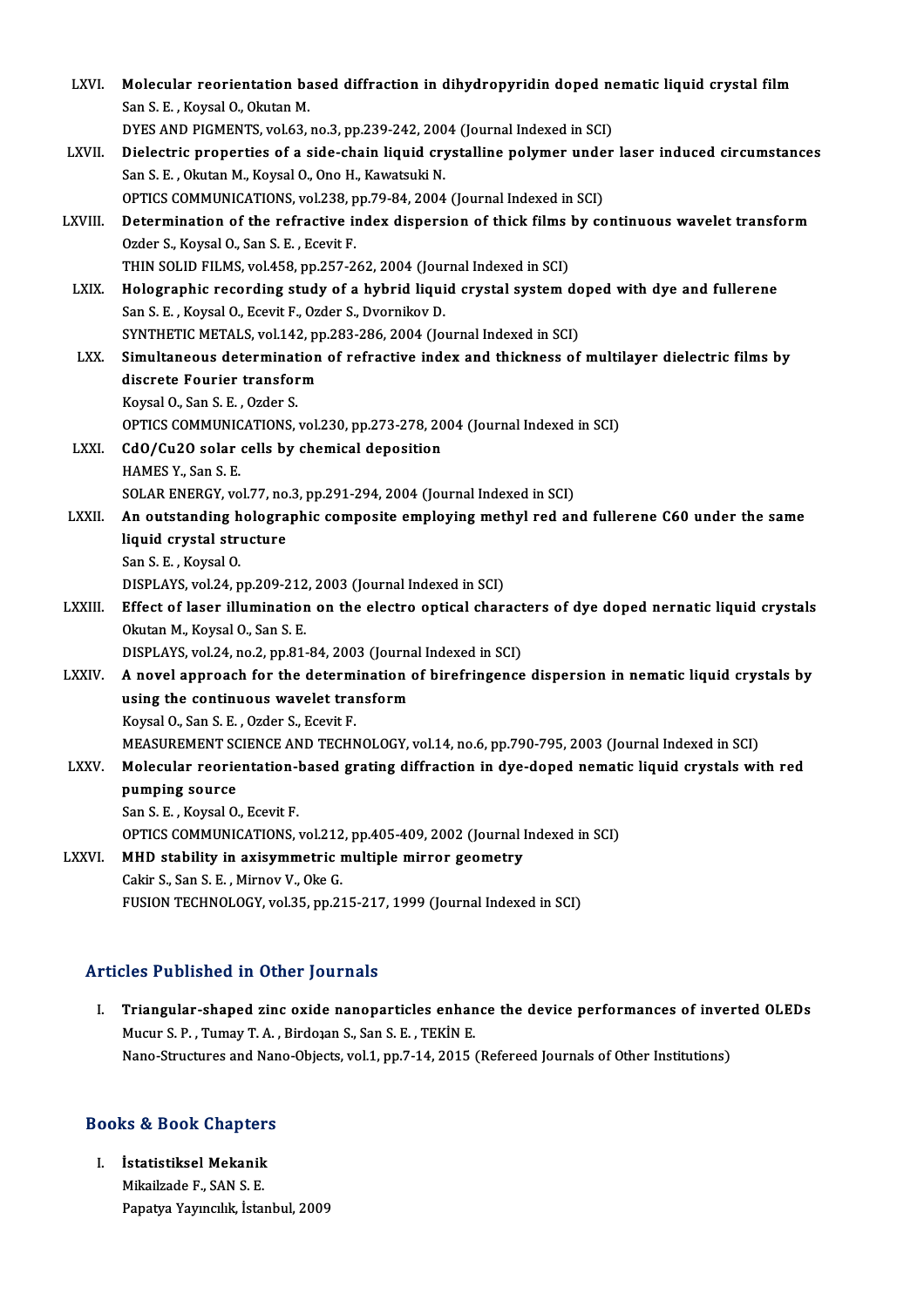LXVI. **Molecular reorientation based diffraction in dihydropyridin doped nematic liquid crystal film**
San S. E. , Koysal O., Okutan M.
DYES AND PIGMENTS, vol.63, no.3, pp.239-242, 2004 (Journal Indexed in SCI)

LXVII. **Dielectric properties of a side-chain liquid crystalline polymer under laser induced circumstances**
San S. E. , Okutan M., Koysal O., Ono H., Kawatsuki N.
OPTICS COMMUNICATIONS, vol.238, pp.79-84, 2004 (Journal Indexed in SCI)

LXVIII. **Determination of the refractive index dispersion of thick films by continuous wavelet transform**
Ozder S., Koysal O., San S. E. , Ecevit F.
THIN SOLID FILMS, vol.458, pp.257-262, 2004 (Journal Indexed in SCI)

LXIX. **Holographic recording study of a hybrid liquid crystal system doped with dye and fullerene**
San S. E. , Koysal O., Ecevit F., Ozder S., Dvornikov D.
SYNTHETIC METALS, vol.142, pp.283-286, 2004 (Journal Indexed in SCI)

LXX. **Simultaneous determination of refractive index and thickness of multilayer dielectric films by discrete Fourier transform**
Koysal O., San S. E. , Ozder S.
OPTICS COMMUNICATIONS, vol.230, pp.273-278, 2004 (Journal Indexed in SCI)

LXXI. **CdO/Cu2O solar cells by chemical deposition**
HAMES Y., San S. E.
SOLAR ENERGY, vol.77, no.3, pp.291-294, 2004 (Journal Indexed in SCI)

LXXII. **An outstanding holographic composite employing methyl red and fullerene C60 under the same liquid crystal structure**
San S. E. , Koysal O.
DISPLAYS, vol.24, pp.209-212, 2003 (Journal Indexed in SCI)

LXXIII. **Effect of laser illumination on the electro optical characters of dye doped nernatic liquid crystals**
Okutan M., Koysal O., San S. E.
DISPLAYS, vol.24, no.2, pp.81-84, 2003 (Journal Indexed in SCI)

LXXIV. **A novel approach for the determination of birefringence dispersion in nematic liquid crystals by using the continuous wavelet transform**
Koysal O., San S. E. , Ozder S., Ecevit F.
MEASUREMENT SCIENCE AND TECHNOLOGY, vol.14, no.6, pp.790-795, 2003 (Journal Indexed in SCI)

LXXV. **Molecular reorientation-based grating diffraction in dye-doped nematic liquid crystals with red pumping source**
San S. E. , Koysal O., Ecevit F.
OPTICS COMMUNICATIONS, vol.212, pp.405-409, 2002 (Journal Indexed in SCI)

LXXVI. **MHD stability in axisymmetric multiple mirror geometry**
Cakir S., San S. E. , Mirnov V., Oke G.
FUSION TECHNOLOGY, vol.35, pp.215-217, 1999 (Journal Indexed in SCI)

## Articles Published in Other Journals

I. **Triangular-shaped zinc oxide nanoparticles enhance the device performances of inverted OLEDs**
Mucur S. P. , Tumay T. A. , Birdoɜan S., San S. E. , TEKİN E.
Nano-Structures and Nano-Objects, vol.1, pp.7-14, 2015 (Refereed Journals of Other Institutions)

## Books & Book Chapters

I. **İstatistiksel Mekanik**
Mikailzade F., SAN S. E.
Papatya Yayıncılık, İstanbul, 2009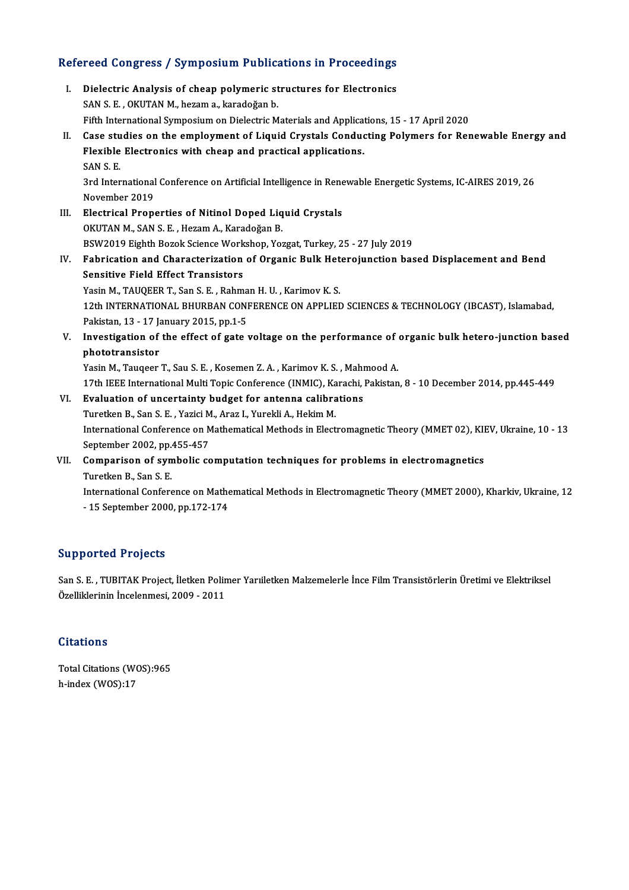## Refereed Congress / Symposium Publications in Proceedings

I. **Dielectric Analysis of cheap polymeric structures for Electronics**
SAN S. E. , OKUTAN M., hezam a., karadoğan b.
Fifth International Symposium on Dielectric Materials and Applications, 15 - 17 April 2020

II. **Case studies on the employment of Liquid Crystals Conducting Polymers for Renewable Energy and Flexible Electronics with cheap and practical applications.**
SAN S. E.
3rd International Conference on Artificial Intelligence in Renewable Energetic Systems, IC-AIRES 2019, 26 November 2019

III. **Electrical Properties of Nitinol Doped Liquid Crystals**
OKUTAN M., SAN S. E. , Hezam A., Karadoğan B.
BSW2019 Eighth Bozok Science Workshop, Yozgat, Turkey, 25 - 27 July 2019

IV. **Fabrication and Characterization of Organic Bulk Heterojunction based Displacement and Bend Sensitive Field Effect Transistors**
Yasin M., TAUQEER T., San S. E. , Rahman H. U. , Karimov K. S.
12th INTERNATIONAL BHURBAN CONFERENCE ON APPLIED SCIENCES & TECHNOLOGY (IBCAST), Islamabad, Pakistan, 13 - 17 January 2015, pp.1-5

V. **Investigation of the effect of gate voltage on the performance of organic bulk hetero-junction based phototransistor**
Yasin M., Tauqeer T., Sau S. E. , Kosemen Z. A. , Karimov K. S. , Mahmood A.
17th IEEE International Multi Topic Conference (INMIC), Karachi, Pakistan, 8 - 10 December 2014, pp.445-449

VI. **Evaluation of uncertainty budget for antenna calibrations**
Turetken B., San S. E. , Yazici M., Araz I., Yurekli A., Hekim M.
International Conference on Mathematical Methods in Electromagnetic Theory (MMET 02), KIEV, Ukraine, 10 - 13 September 2002, pp.455-457

VII. **Comparison of symbolic computation techniques for problems in electromagnetics**
Turetken B., San S. E.
International Conference on Mathematical Methods in Electromagnetic Theory (MMET 2000), Kharkiv, Ukraine, 12 - 15 September 2000, pp.172-174

## Supported Projects

San S. E. , TUBITAK Project, İletken Polimer Yarıiletken Malzemelerle İnce Film Transistörlerin Üretimi ve Elektriksel Özelliklerinin İncelenmesi, 2009 - 2011

## Citations

Total Citations (WOS):965
h-index (WOS):17